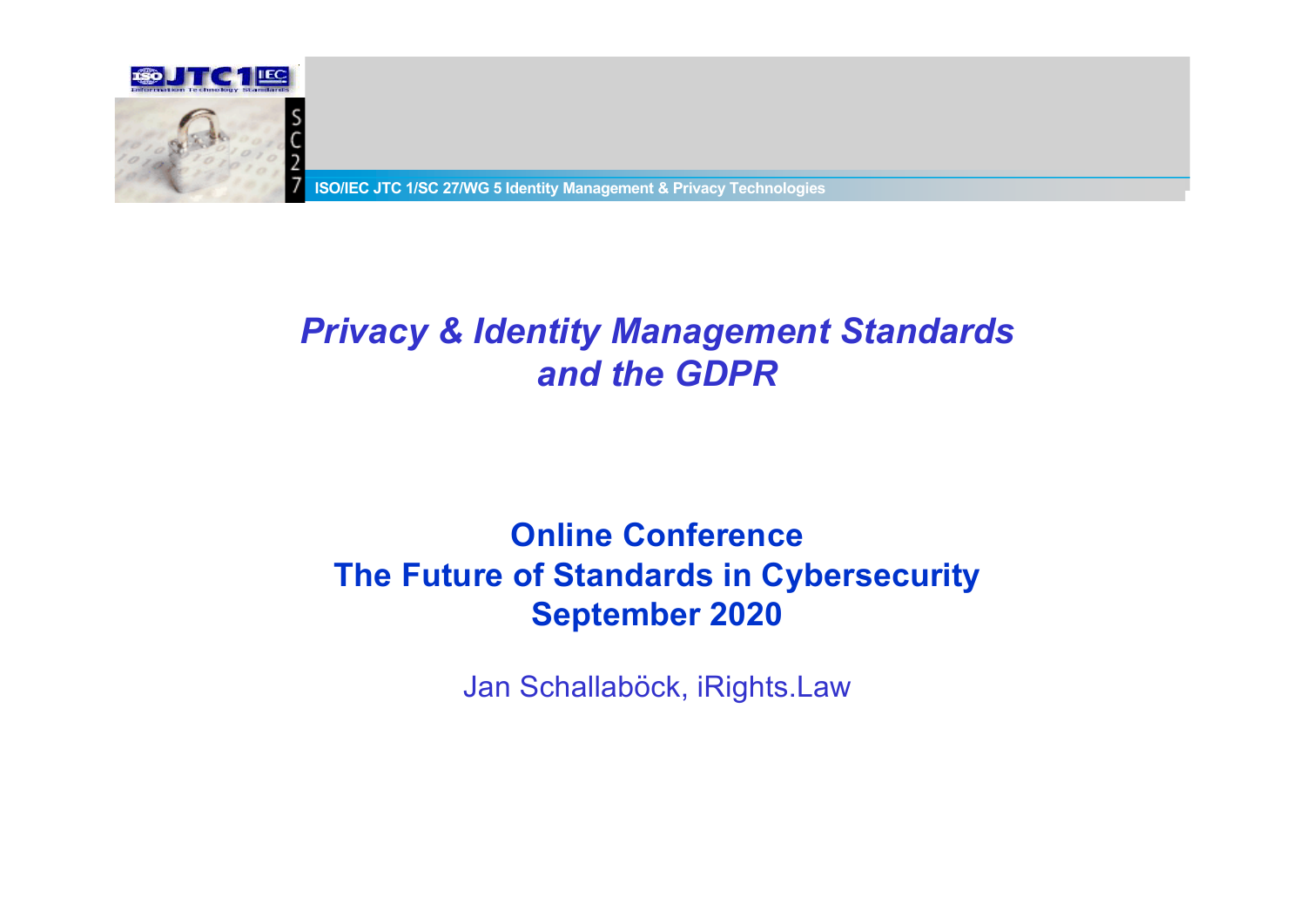ISO/IEC JTC 1/SC 27/WG 5 Identity Management & Privacy Technologies

# *Privacy & Identity Management Standards and the GDPR*

**Online Conference**
**The Future of Standards in Cybersecurity**
**September 2020**

Jan Schallaböck, iRights.Law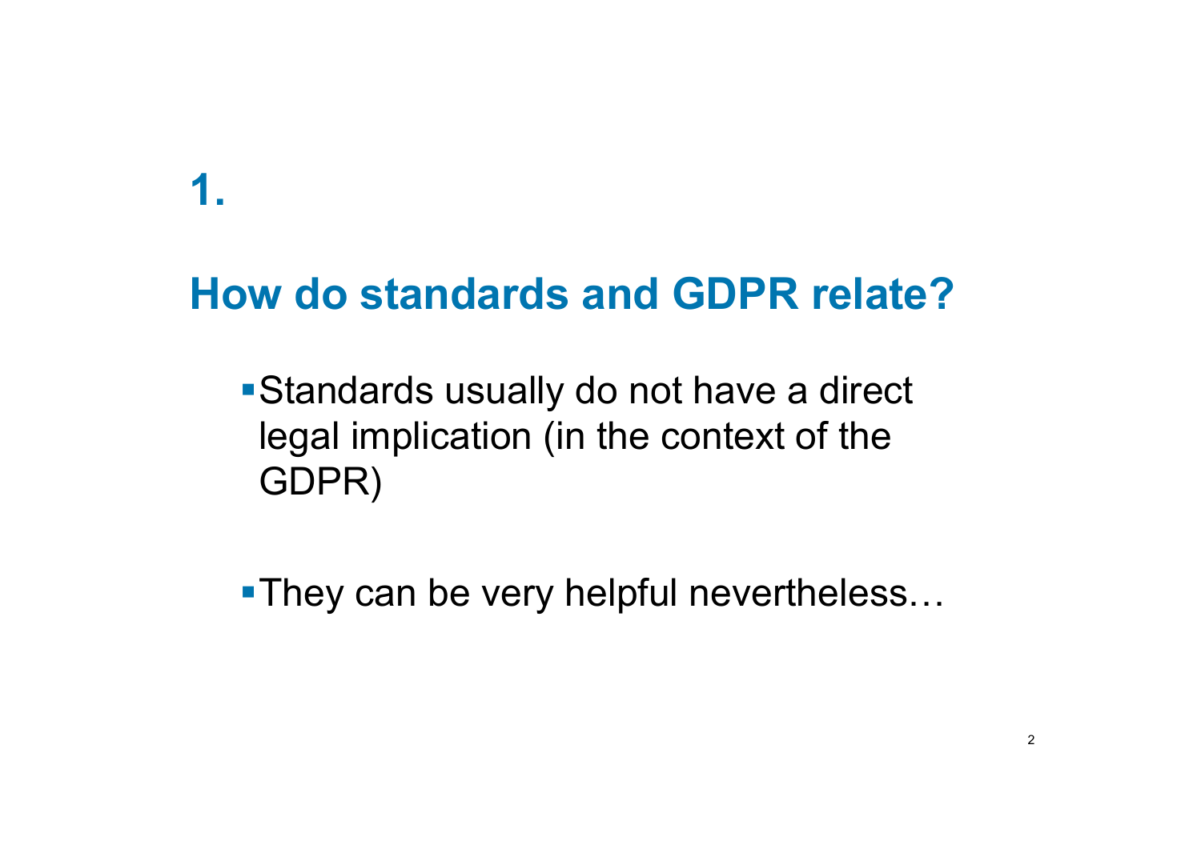# 1.

## How do standards and GDPR relate?

- Standards usually do not have a direct legal implication (in the context of the GDPR)

- They can be very helpful nevertheless…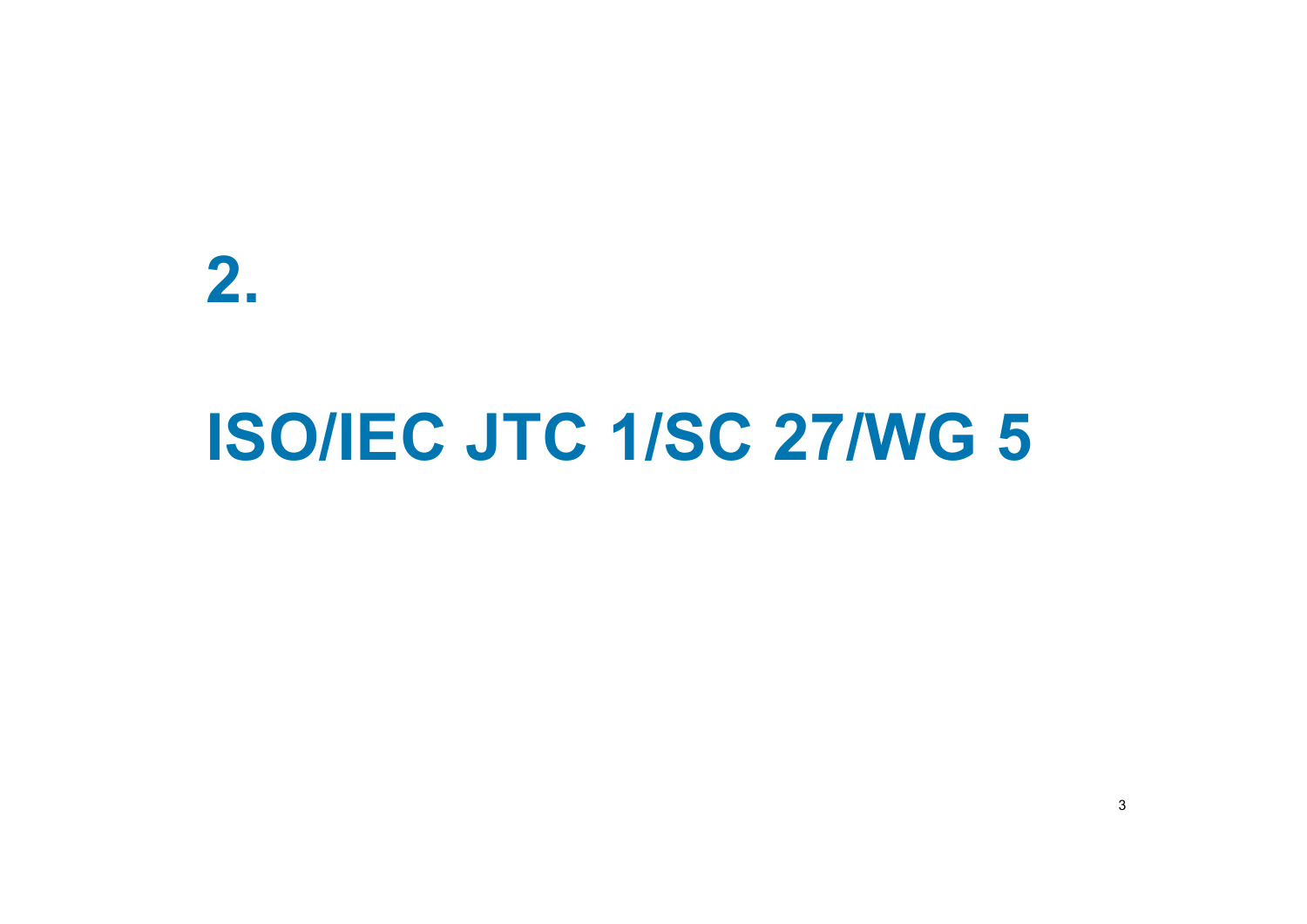# 2.

# ISO/IEC JTC 1/SC 27/WG 5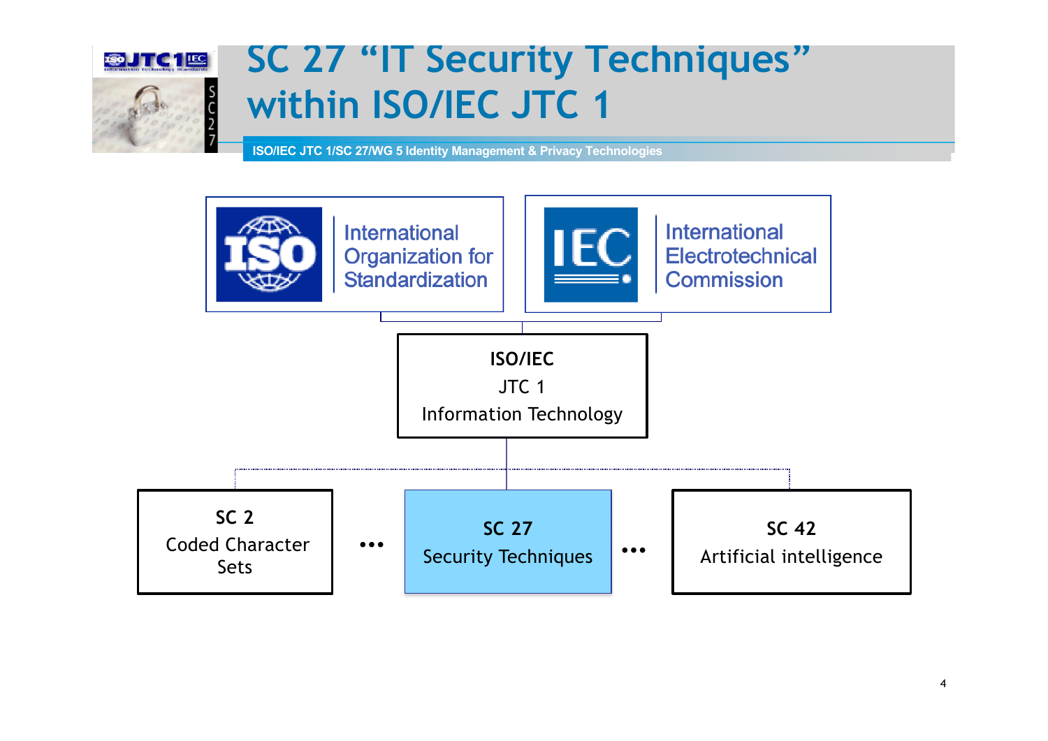# SC 27 "IT Security Techniques" within ISO/IEC JTC 1

ISO/IEC JTC 1/SC 27/WG 5 Identity Management & Privacy Technologies

International Organization for Standardization

International Electrotechnical Commission

**ISO/IEC**
JTC 1
Information Technology

**SC 2**
Coded Character Sets

…

**SC 27**
Security Techniques

…

**SC 42**
Artificial intelligence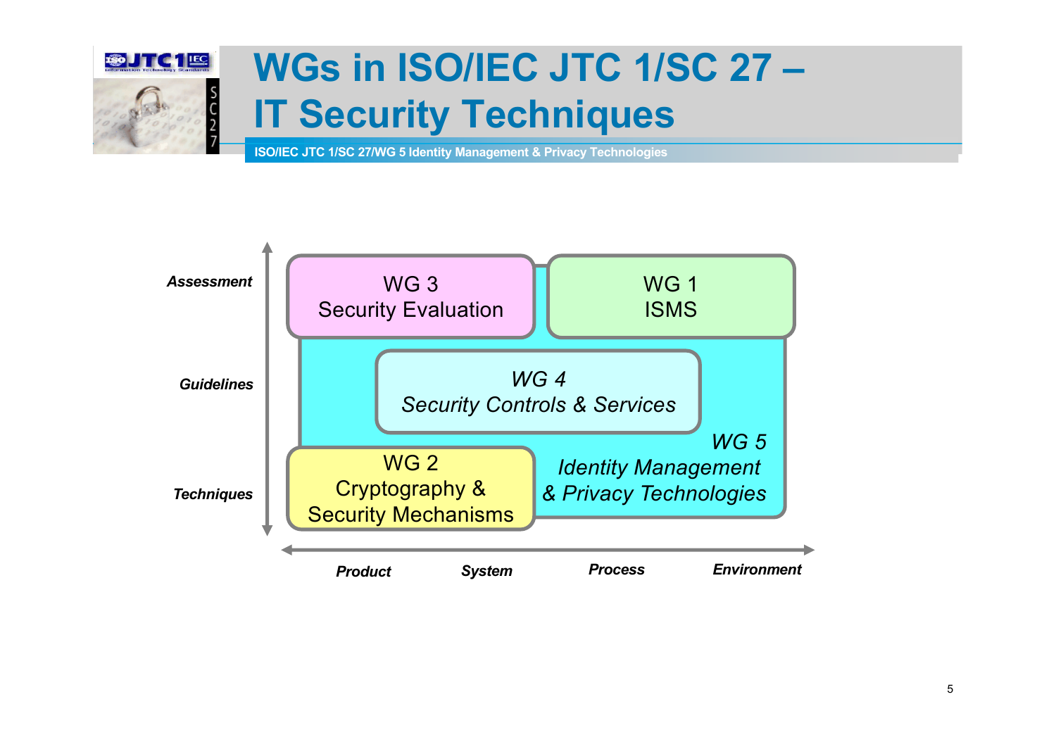# WGs in ISO/IEC JTC 1/SC 27 – IT Security Techniques

ISO/IEC JTC 1/SC 27/WG 5 Identity Management & Privacy Technologies

***Assessment***

***Guidelines***

***Techniques***

WG 3
Security Evaluation

WG 1
ISMS

*WG 4*
*Security Controls & Services*

*WG 5*
*Identity Management*
*& Privacy Technologies*

WG 2
Cryptography &
Security Mechanisms

***Product*** ***System*** ***Process*** ***Environment***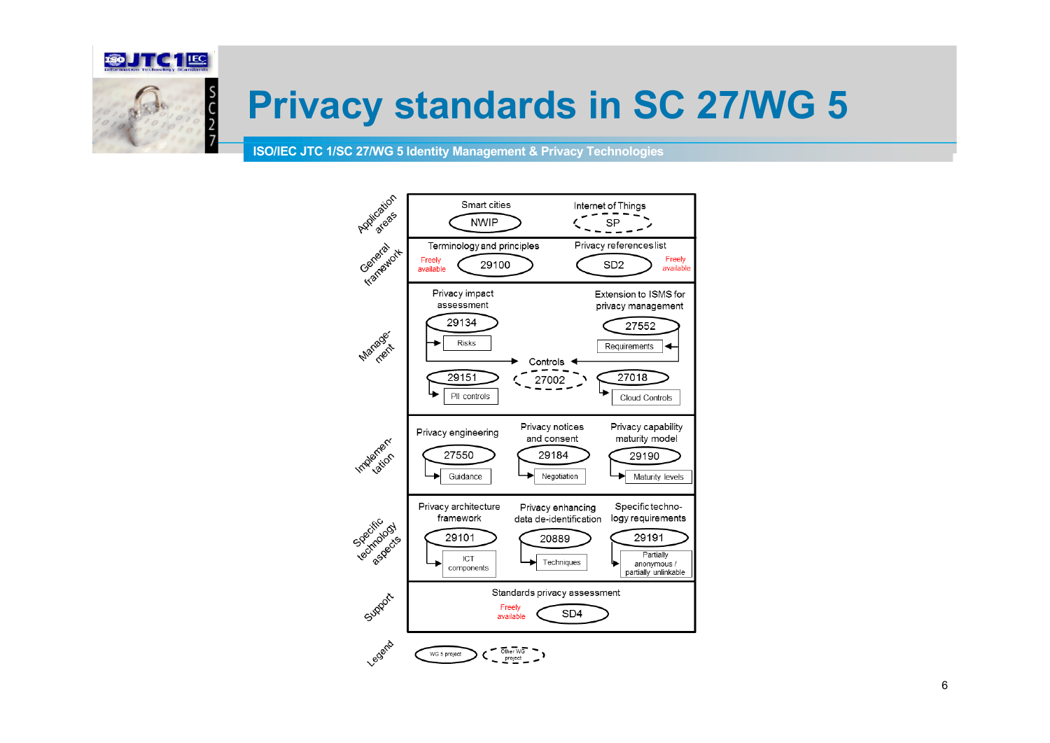# Privacy standards in SC 27/WG 5

ISO/IEC JTC 1/SC 27/WG 5 Identity Management & Privacy Technologies

| Category | | | |
|---|---|---|---|
| Application areas | Smart cities: NWIP | Internet of Things: SP | |
| General framework | Terminology and principles: 29100 (Freely available) | Privacy references list: SD2 (Freely available) | |
| Management | Privacy impact assessment: 29134 → Risks → Controls; 29151 → PII controls | Controls: 27002 | Extension to ISMS for privacy management: 27552 → Requirements → Controls; 27018 → Cloud Controls |
| Implementation | Privacy engineering: 27550 → Guidance | Privacy notices and consent: 29184 → Negotiation | Privacy capability maturity model: 29190 → Maturity levels |
| Specific technology aspects | Privacy architecture framework: 29101 → ICT components | Privacy enhancing data de-identification: 20889 → Techniques | Specific technology requirements: 29191 → Partially anonymous / partially unlinkable |
| Support | Standards privacy assessment: SD4 (Freely available) | | |

Legend: WG 5 project (solid ellipse); Other WG project (dashed ellipse)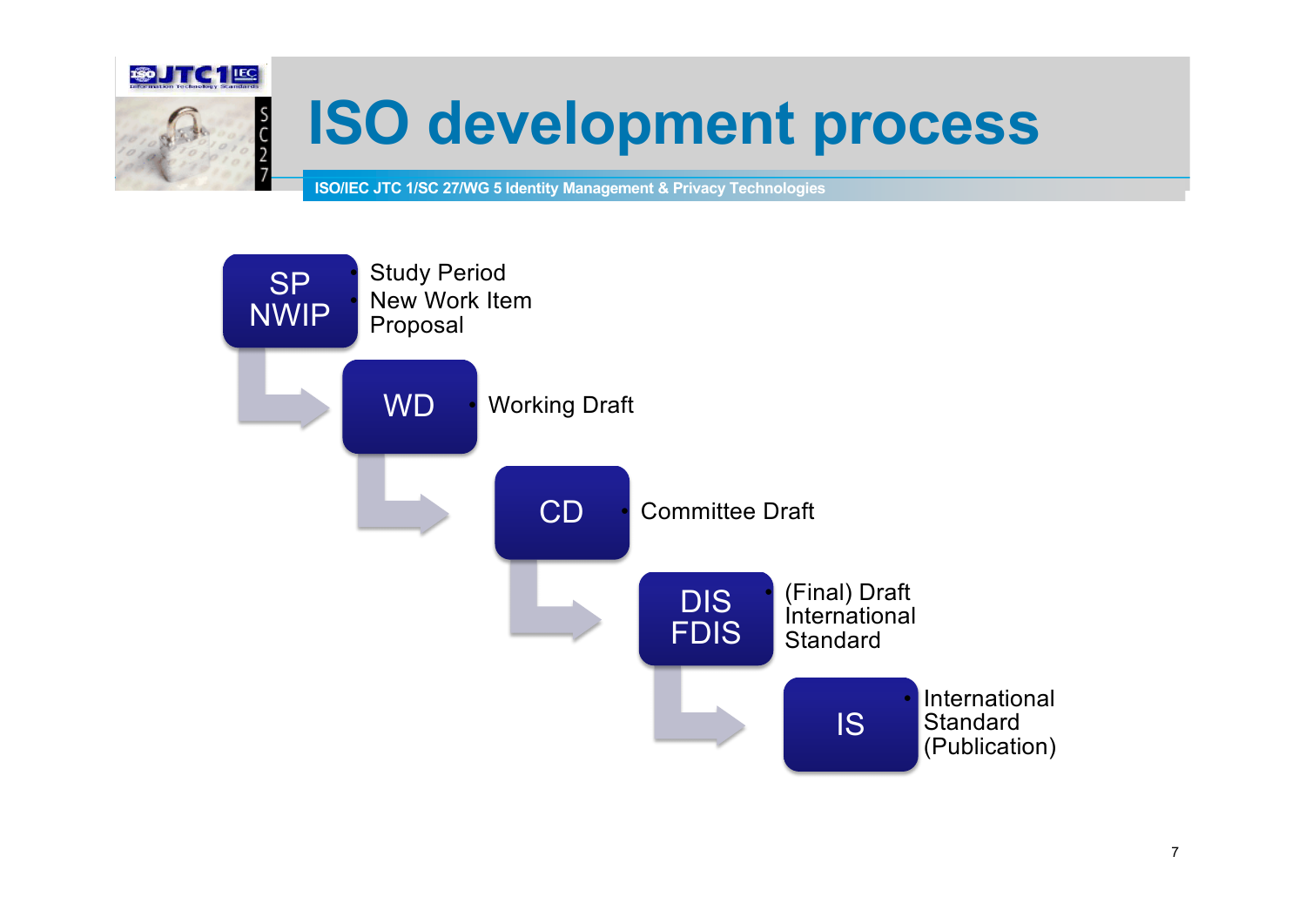# ISO development process

ISO/IEC JTC 1/SC 27/WG 5 Identity Management & Privacy Technologies

- **SP / NWIP**
  - Study Period
  - New Work Item Proposal
- **WD**
  - Working Draft
- **CD**
  - Committee Draft
- **DIS / FDIS**
  - (Final) Draft International Standard
- **IS**
  - International Standard (Publication)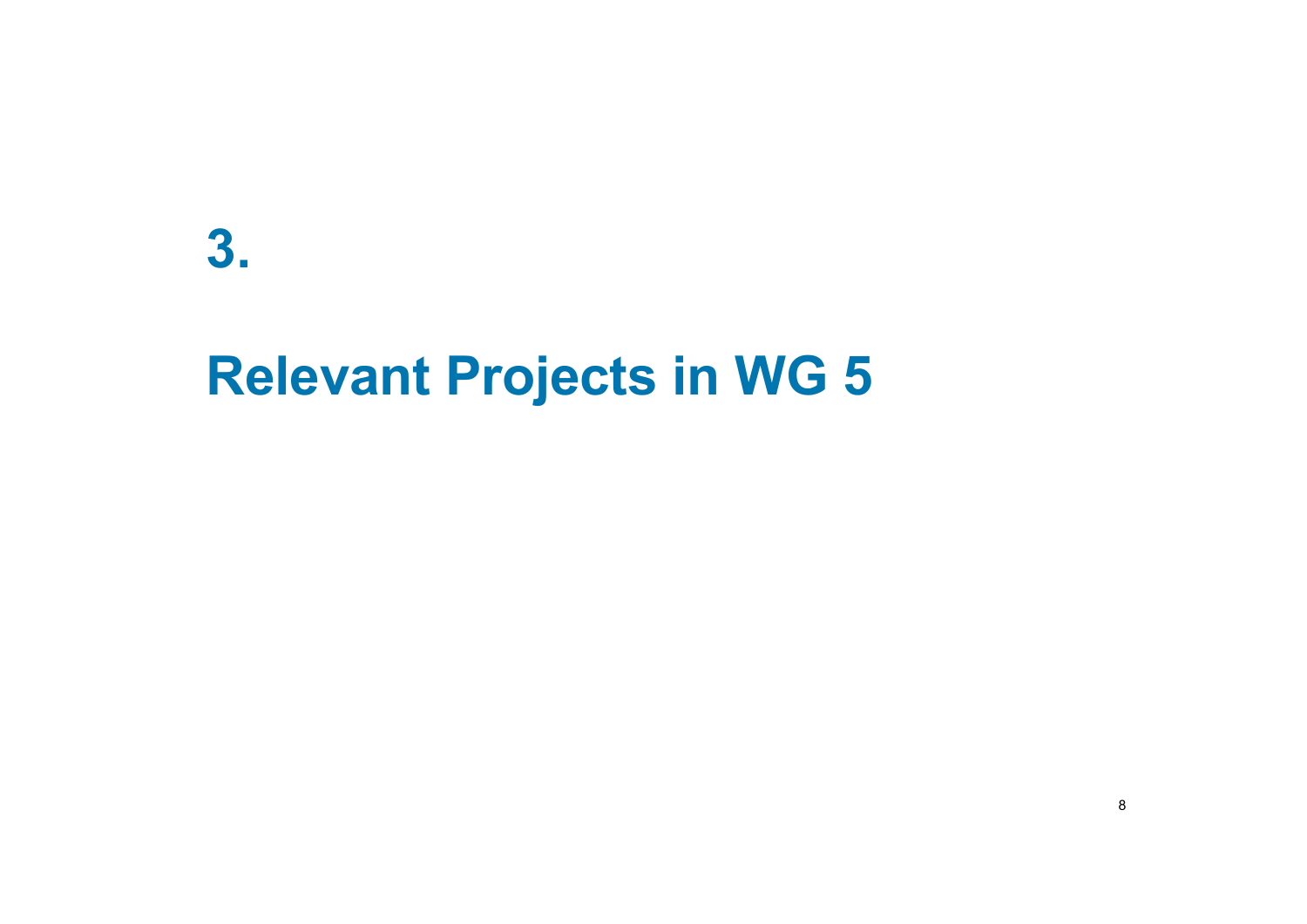# 3.

# Relevant Projects in WG 5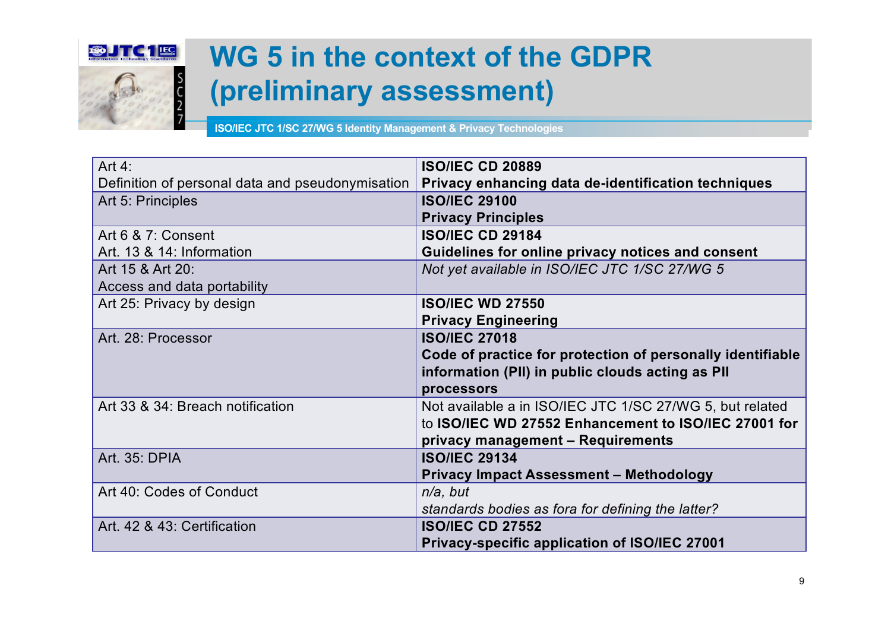# WG 5 in the context of the GDPR (preliminary assessment)

ISO/IEC JTC 1/SC 27/WG 5 Identity Management & Privacy Technologies

| GDPR | ISO/IEC JTC 1/SC 27/WG 5 |
|---|---|
| Art 4:<br>Definition of personal data and pseudonymisation | **ISO/IEC CD 20889**<br>**Privacy enhancing data de-identification techniques** |
| Art 5: Principles | **ISO/IEC 29100**<br>**Privacy Principles** |
| Art 6 & 7: Consent<br>Art. 13 & 14: Information | **ISO/IEC CD 29184**<br>**Guidelines for online privacy notices and consent** |
| Art 15 & Art 20:<br>Access and data portability | *Not yet available in ISO/IEC JTC 1/SC 27/WG 5* |
| Art 25: Privacy by design | **ISO/IEC WD 27550**<br>**Privacy Engineering** |
| Art. 28: Processor | **ISO/IEC 27018**<br>**Code of practice for protection of personally identifiable information (PII) in public clouds acting as PII processors** |
| Art 33 & 34: Breach notification | Not available a in ISO/IEC JTC 1/SC 27/WG 5, but related to **ISO/IEC WD 27552 Enhancement to ISO/IEC 27001 for privacy management – Requirements** |
| Art. 35: DPIA | **ISO/IEC 29134**<br>**Privacy Impact Assessment – Methodology** |
| Art 40: Codes of Conduct | *n/a, but*<br>*standards bodies as fora for defining the latter?* |
| Art. 42 & 43: Certification | **ISO/IEC CD 27552**<br>**Privacy-specific application of ISO/IEC 27001** |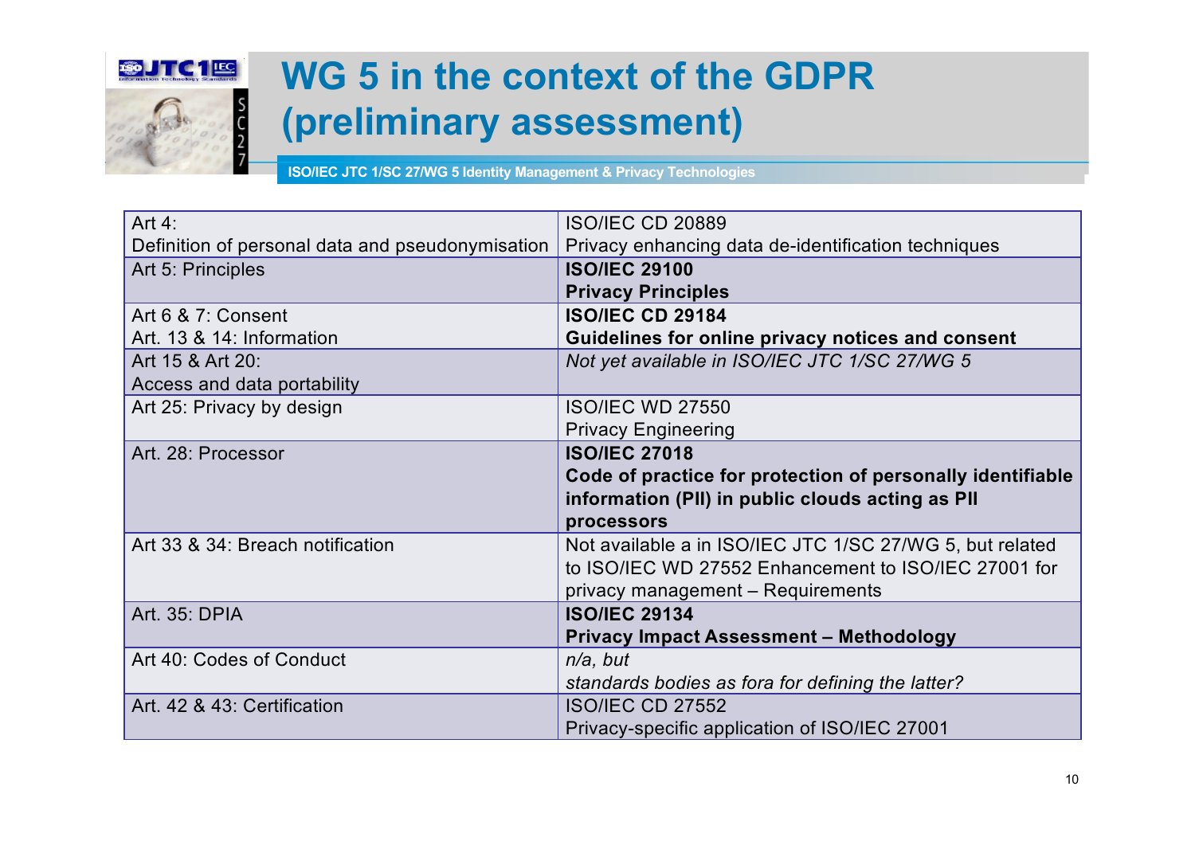# WG 5 in the context of the GDPR (preliminary assessment)

ISO/IEC JTC 1/SC 27/WG 5 Identity Management & Privacy Technologies

| GDPR Article | ISO/IEC Standard |
|---|---|
| Art 4:<br>Definition of personal data and pseudonymisation | ISO/IEC CD 20889<br>Privacy enhancing data de-identification techniques |
| Art 5: Principles | **ISO/IEC 29100**<br>**Privacy Principles** |
| Art 6 & 7: Consent<br>Art. 13 & 14: Information | **ISO/IEC CD 29184**<br>**Guidelines for online privacy notices and consent** |
| Art 15 & Art 20:<br>Access and data portability | *Not yet available in ISO/IEC JTC 1/SC 27/WG 5* |
| Art 25: Privacy by design | ISO/IEC WD 27550<br>Privacy Engineering |
| Art. 28: Processor | **ISO/IEC 27018**<br>**Code of practice for protection of personally identifiable information (PII) in public clouds acting as PII processors** |
| Art 33 & 34: Breach notification | Not available a in ISO/IEC JTC 1/SC 27/WG 5, but related to ISO/IEC WD 27552 Enhancement to ISO/IEC 27001 for privacy management – Requirements |
| Art. 35: DPIA | **ISO/IEC 29134**<br>**Privacy Impact Assessment – Methodology** |
| Art 40: Codes of Conduct | *n/a, but*<br>*standards bodies as fora for defining the latter?* |
| Art. 42 & 43: Certification | ISO/IEC CD 27552<br>Privacy-specific application of ISO/IEC 27001 |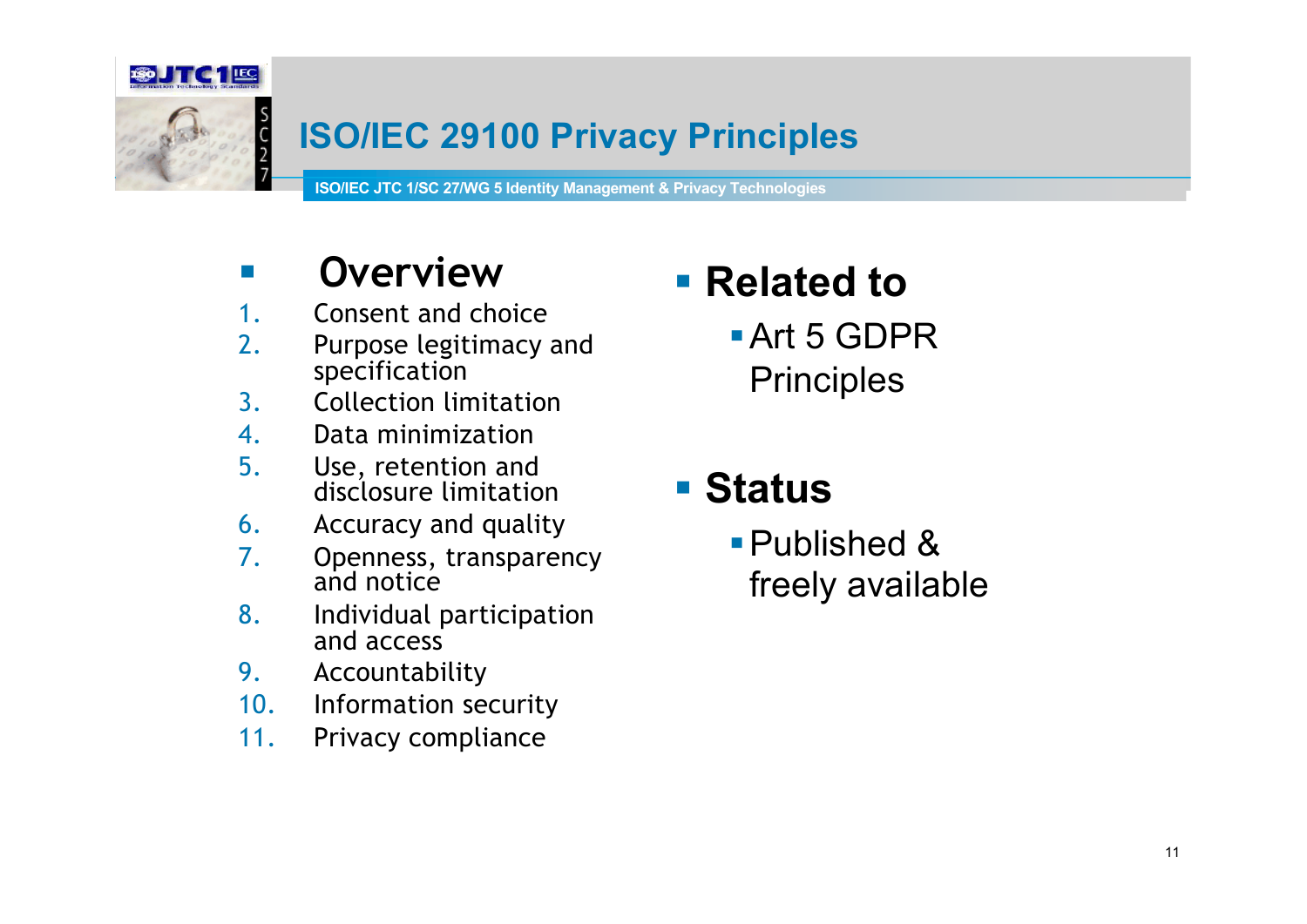# ISO/IEC 29100 Privacy Principles

ISO/IEC JTC 1/SC 27/WG 5 Identity Management & Privacy Technologies

- **Overview**

1. Consent and choice
2. Purpose legitimacy and specification
3. Collection limitation
4. Data minimization
5. Use, retention and disclosure limitation
6. Accuracy and quality
7. Openness, transparency and notice
8. Individual participation and access
9. Accountability
10. Information security
11. Privacy compliance

- **Related to**
  - Art 5 GDPR Principles

- **Status**
  - Published & freely available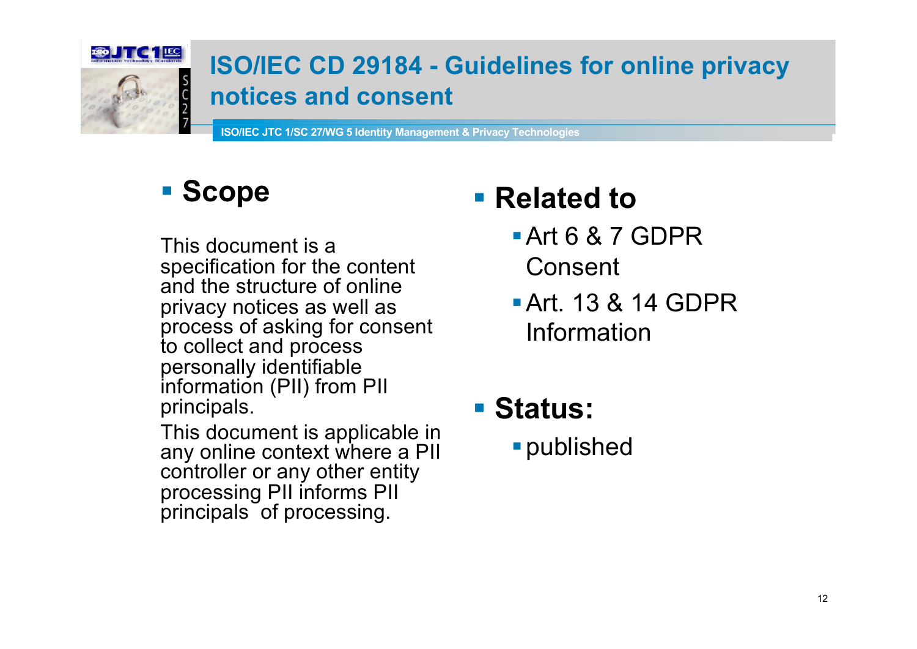# ISO/IEC CD 29184 - Guidelines for online privacy notices and consent

ISO/IEC JTC 1/SC 27/WG 5 Identity Management & Privacy Technologies

- **Scope**

This document is a specification for the content and the structure of online privacy notices as well as process of asking for consent to collect and process personally identifiable information (PII) from PII principals.

This document is applicable in any online context where a PII controller or any other entity processing PII informs PII principals of processing.

- **Related to**
  - Art 6 & 7 GDPR Consent
  - Art. 13 & 14 GDPR Information

- **Status:**
  - published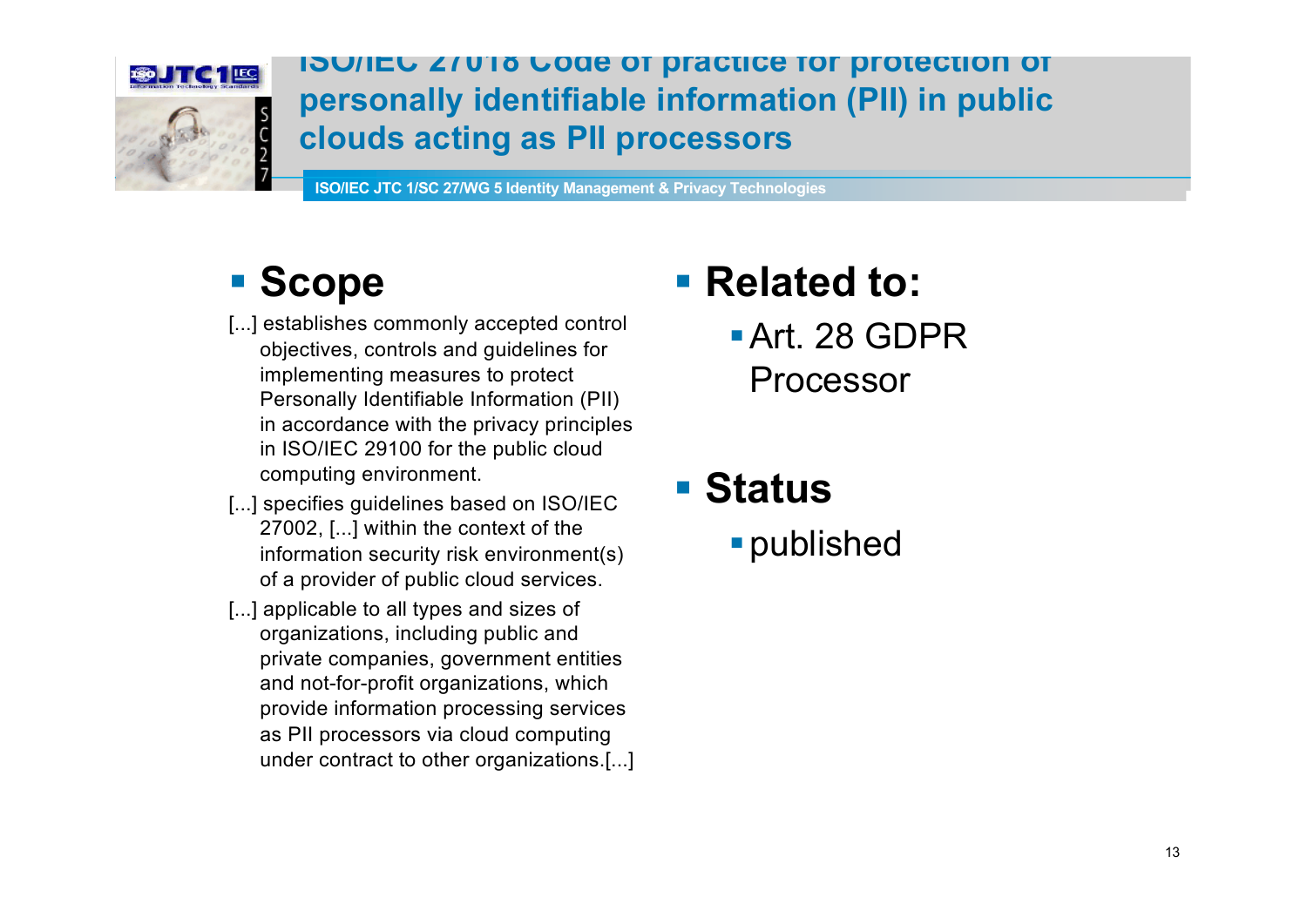# ISO/IEC 27018 Code of practice for protection of personally identifiable information (PII) in public clouds acting as PII processors

ISO/IEC JTC 1/SC 27/WG 5 Identity Management & Privacy Technologies

## Scope

[...] establishes commonly accepted control objectives, controls and guidelines for implementing measures to protect Personally Identifiable Information (PII) in accordance with the privacy principles in ISO/IEC 29100 for the public cloud computing environment.

[...] specifies guidelines based on ISO/IEC 27002, [...] within the context of the information security risk environment(s) of a provider of public cloud services.

[...] applicable to all types and sizes of organizations, including public and private companies, government entities and not-for-profit organizations, which provide information processing services as PII processors via cloud computing under contract to other organizations.[...]

## Related to:

- Art. 28 GDPR Processor

## Status

- published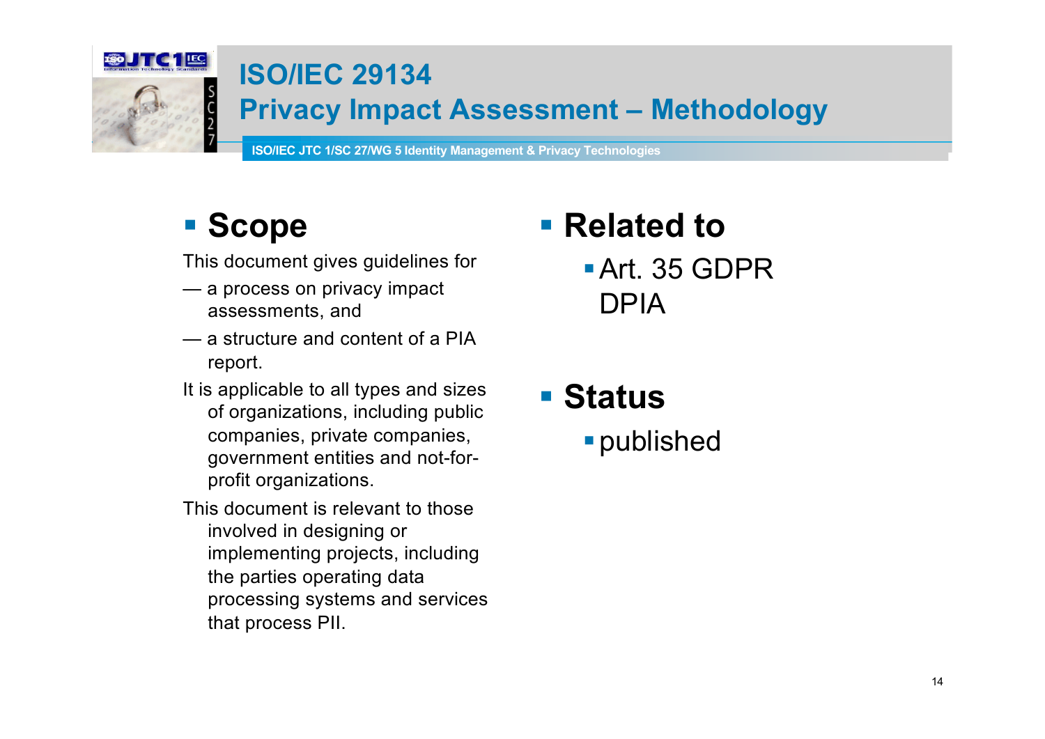# ISO/IEC 29134
# Privacy Impact Assessment – Methodology

ISO/IEC JTC 1/SC 27/WG 5 Identity Management & Privacy Technologies

## Scope

This document gives guidelines for

- — a process on privacy impact assessments, and
- — a structure and content of a PIA report.

It is applicable to all types and sizes of organizations, including public companies, private companies, government entities and not-for-profit organizations.

This document is relevant to those involved in designing or implementing projects, including the parties operating data processing systems and services that process PII.

## Related to

- Art. 35 GDPR DPIA

## Status

- published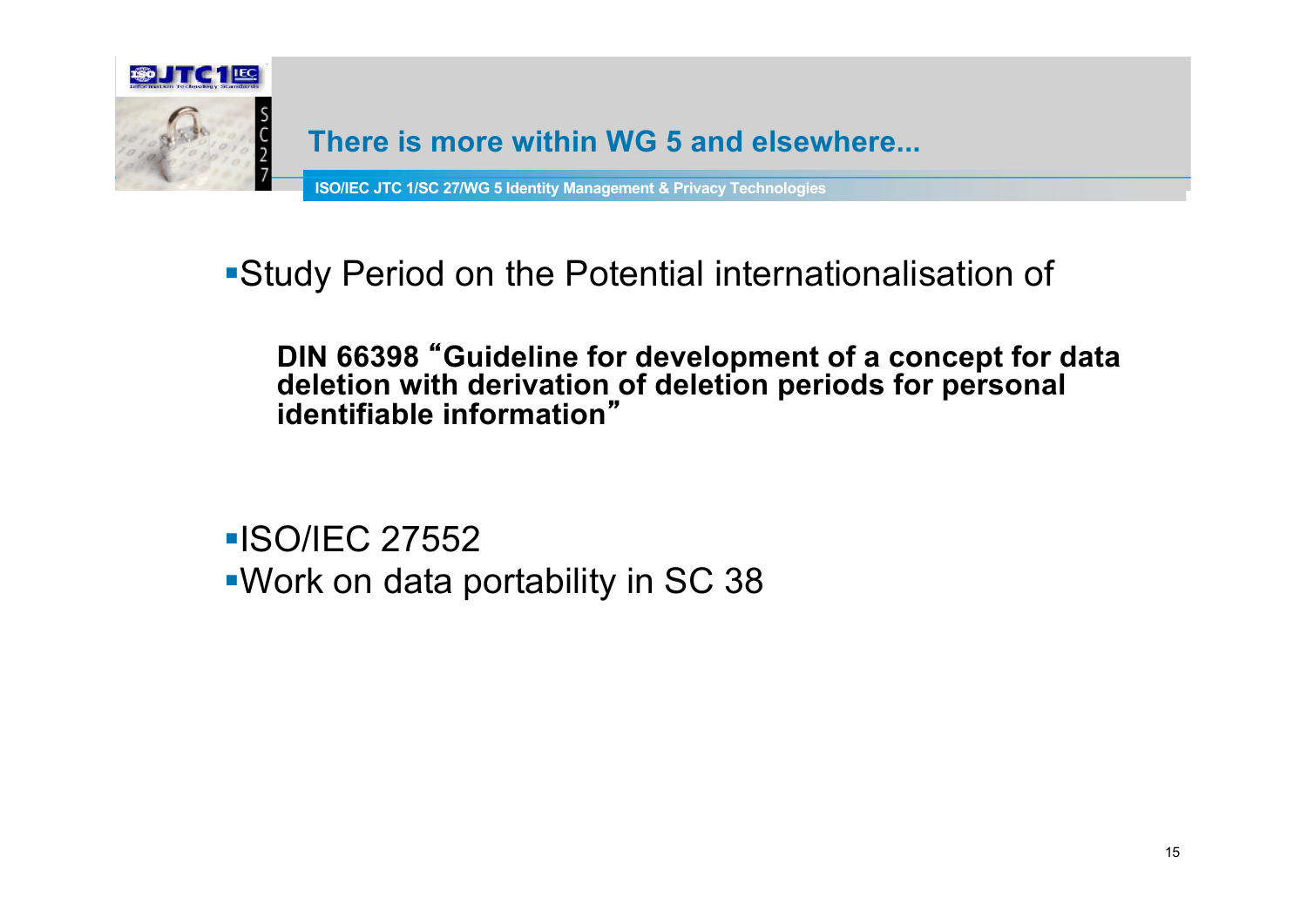# There is more within WG 5 and elsewhere...

ISO/IEC JTC 1/SC 27/WG 5 Identity Management & Privacy Technologies

- Study Period on the Potential internationalisation of

  **DIN 66398 "Guideline for development of a concept for data deletion with derivation of deletion periods for personal identifiable information"**

- ISO/IEC 27552
- Work on data portability in SC 38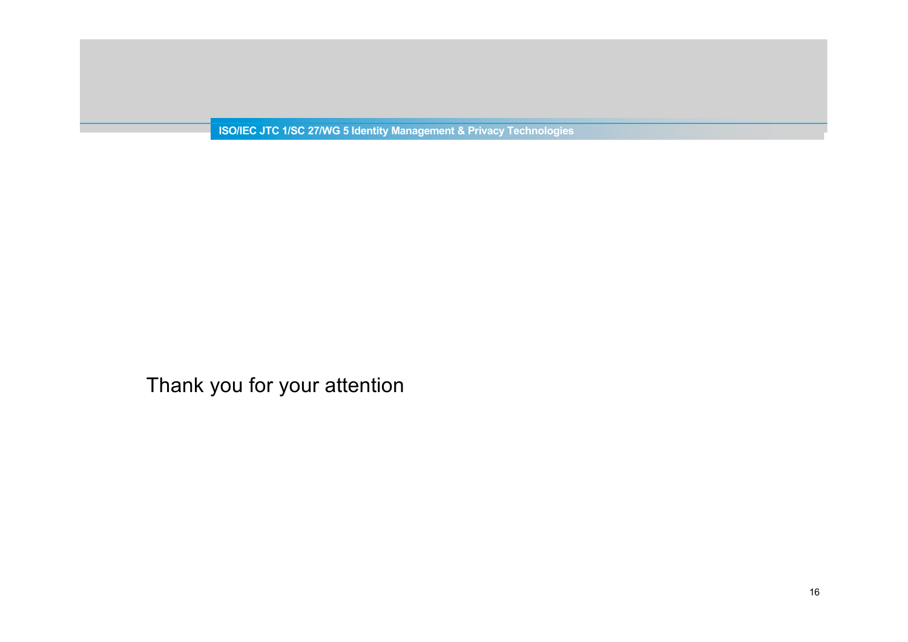Thank you for your attention